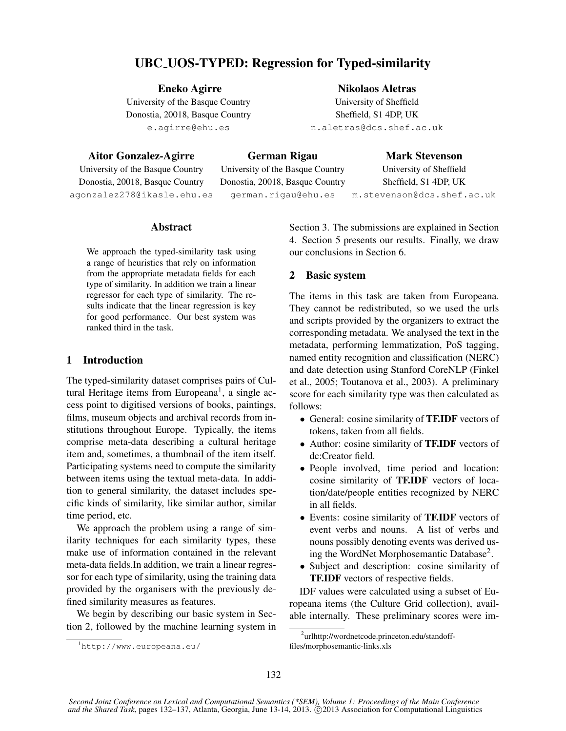# UBC_UOS-TYPED: Regression for Typed-similarity

**Eneko Agirre**
University of the Basque Country
Donostia, 20018, Basque Country
e.agirre@ehu.es

**Nikolaos Aletras**
University of Sheffield
Sheffield, S1 4DP, UK
n.aletras@dcs.shef.ac.uk

**Aitor Gonzalez-Agirre**
University of the Basque Country
Donostia, 20018, Basque Country
agonzalez278@ikasle.ehu.es

**German Rigau**
University of the Basque Country
Donostia, 20018, Basque Country
german.rigau@ehu.es

**Mark Stevenson**
University of Sheffield
Sheffield, S1 4DP, UK
m.stevenson@dcs.shef.ac.uk

## Abstract

We approach the typed-similarity task using a range of heuristics that rely on information from the appropriate metadata fields for each type of similarity. In addition we train a linear regressor for each type of similarity. The results indicate that the linear regression is key for good performance. Our best system was ranked third in the task.

## 1 Introduction

The typed-similarity dataset comprises pairs of Cultural Heritage items from Europeana[1], a single access point to digitised versions of books, paintings, films, museum objects and archival records from institutions throughout Europe. Typically, the items comprise meta-data describing a cultural heritage item and, sometimes, a thumbnail of the item itself. Participating systems need to compute the similarity between items using the textual meta-data. In addition to general similarity, the dataset includes specific kinds of similarity, like similar author, similar time period, etc.

We approach the problem using a range of similarity techniques for each similarity types, these make use of information contained in the relevant meta-data fields.In addition, we train a linear regressor for each type of similarity, using the training data provided by the organisers with the previously defined similarity measures as features.

We begin by describing our basic system in Section 2, followed by the machine learning system in Section 3. The submissions are explained in Section 4. Section 5 presents our results. Finally, we draw our conclusions in Section 6.

## 2 Basic system

The items in this task are taken from Europeana. They cannot be redistributed, so we used the urls and scripts provided by the organizers to extract the corresponding metadata. We analysed the text in the metadata, performing lemmatization, PoS tagging, named entity recognition and classification (NERC) and date detection using Stanford CoreNLP (Finkel et al., 2005; Toutanova et al., 2003). A preliminary score for each similarity type was then calculated as follows:

- General: cosine similarity of **TF.IDF** vectors of tokens, taken from all fields.
- Author: cosine similarity of **TF.IDF** vectors of dc:Creator field.
- People involved, time period and location: cosine similarity of **TF.IDF** vectors of location/date/people entities recognized by NERC in all fields.
- Events: cosine similarity of **TF.IDF** vectors of event verbs and nouns. A list of verbs and nouns possibly denoting events was derived using the WordNet Morphosemantic Database[2].
- Subject and description: cosine similarity of **TF.IDF** vectors of respective fields.

IDF values were calculated using a subset of Europeana items (the Culture Grid collection), available internally. These preliminary scores were im-

[1] http://www.europeana.eu/

[2] urlhttp://wordnetcode.princeton.edu/standoff-files/morphosemantic-links.xls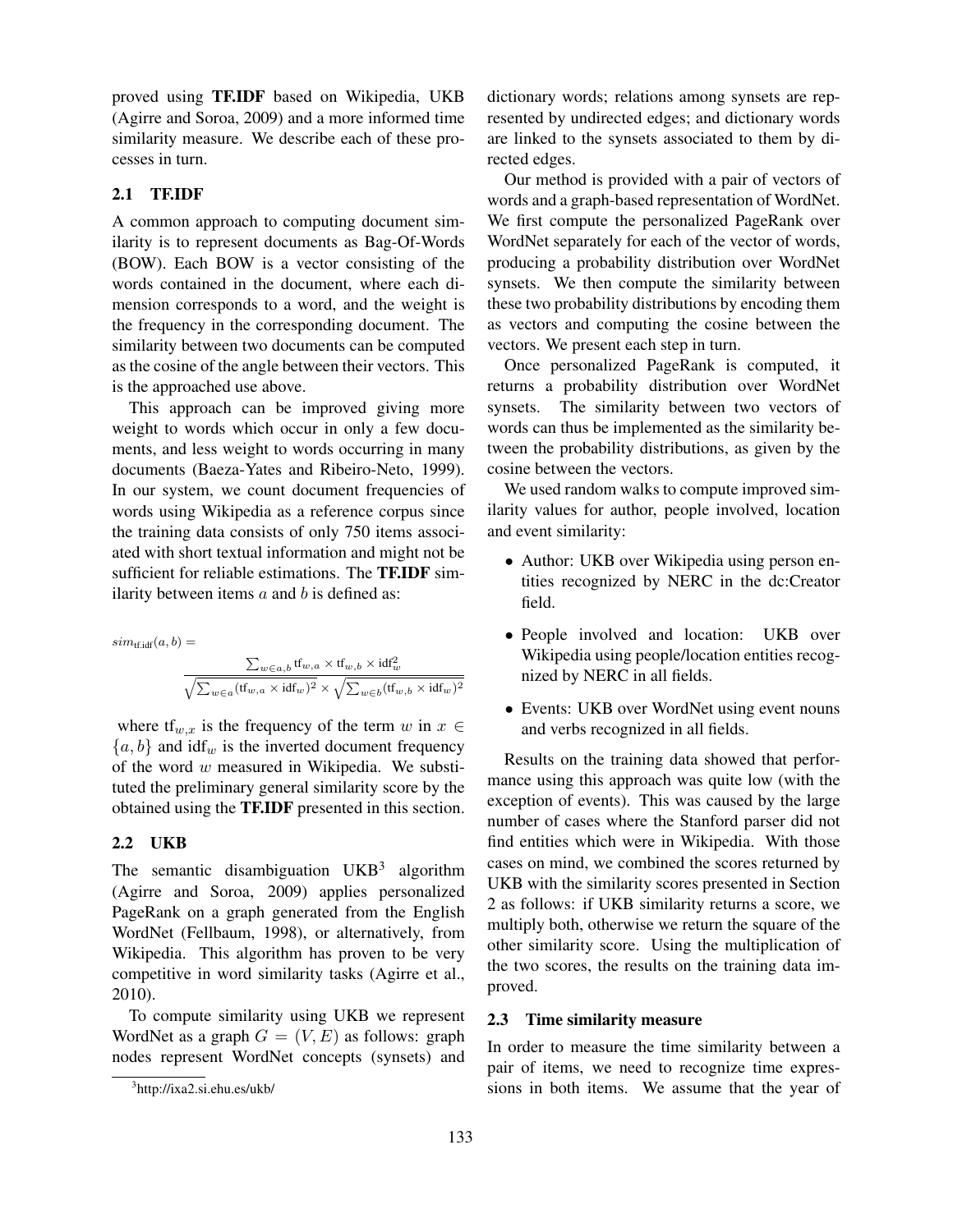proved using **TF.IDF** based on Wikipedia, UKB (Agirre and Soroa, 2009) and a more informed time similarity measure. We describe each of these processes in turn.

### 2.1 TF.IDF

A common approach to computing document similarity is to represent documents as Bag-Of-Words (BOW). Each BOW is a vector consisting of the words contained in the document, where each dimension corresponds to a word, and the weight is the frequency in the corresponding document. The similarity between two documents can be computed as the cosine of the angle between their vectors. This is the approached use above.

This approach can be improved giving more weight to words which occur in only a few documents, and less weight to words occurring in many documents (Baeza-Yates and Ribeiro-Neto, 1999). In our system, we count document frequencies of words using Wikipedia as a reference corpus since the training data consists of only 750 items associated with short textual information and might not be sufficient for reliable estimations. The **TF.IDF** similarity between items $a$ and $b$ is defined as:

$$sim_{\text{tf.idf}}(a,b) = \frac{\sum_{w \in a,b} \text{tf}_{w,a} \times \text{tf}_{w,b} \times \text{idf}_w^2}{\sqrt{\sum_{w \in a} (\text{tf}_{w,a} \times \text{idf}_w)^2} \times \sqrt{\sum_{w \in b} (\text{tf}_{w,b} \times \text{idf}_w)^2}}$$

where $\text{tf}_{w,x}$ is the frequency of the term $w$ in $x \in \{a, b\}$ and $\text{idf}_w$ is the inverted document frequency of the word $w$ measured in Wikipedia. We substituted the preliminary general similarity score by the obtained using the **TF.IDF** presented in this section.

### 2.2 UKB

The semantic disambiguation UKB[3] algorithm (Agirre and Soroa, 2009) applies personalized PageRank on a graph generated from the English WordNet (Fellbaum, 1998), or alternatively, from Wikipedia. This algorithm has proven to be very competitive in word similarity tasks (Agirre et al., 2010).

To compute similarity using UKB we represent WordNet as a graph $G = (V, E)$ as follows: graph nodes represent WordNet concepts (synsets) and dictionary words; relations among synsets are represented by undirected edges; and dictionary words are linked to the synsets associated to them by directed edges.

Our method is provided with a pair of vectors of words and a graph-based representation of WordNet. We first compute the personalized PageRank over WordNet separately for each of the vector of words, producing a probability distribution over WordNet synsets. We then compute the similarity between these two probability distributions by encoding them as vectors and computing the cosine between the vectors. We present each step in turn.

Once personalized PageRank is computed, it returns a probability distribution over WordNet synsets. The similarity between two vectors of words can thus be implemented as the similarity between the probability distributions, as given by the cosine between the vectors.

We used random walks to compute improved similarity values for author, people involved, location and event similarity:

- Author: UKB over Wikipedia using person entities recognized by NERC in the dc:Creator field.
- People involved and location: UKB over Wikipedia using people/location entities recognized by NERC in all fields.
- Events: UKB over WordNet using event nouns and verbs recognized in all fields.

Results on the training data showed that performance using this approach was quite low (with the exception of events). This was caused by the large number of cases where the Stanford parser did not find entities which were in Wikipedia. With those cases on mind, we combined the scores returned by UKB with the similarity scores presented in Section 2 as follows: if UKB similarity returns a score, we multiply both, otherwise we return the square of the other similarity score. Using the multiplication of the two scores, the results on the training data improved.

### 2.3 Time similarity measure

In order to measure the time similarity between a pair of items, we need to recognize time expressions in both items. We assume that the year of

[3] http://ixa2.si.ehu.es/ukb/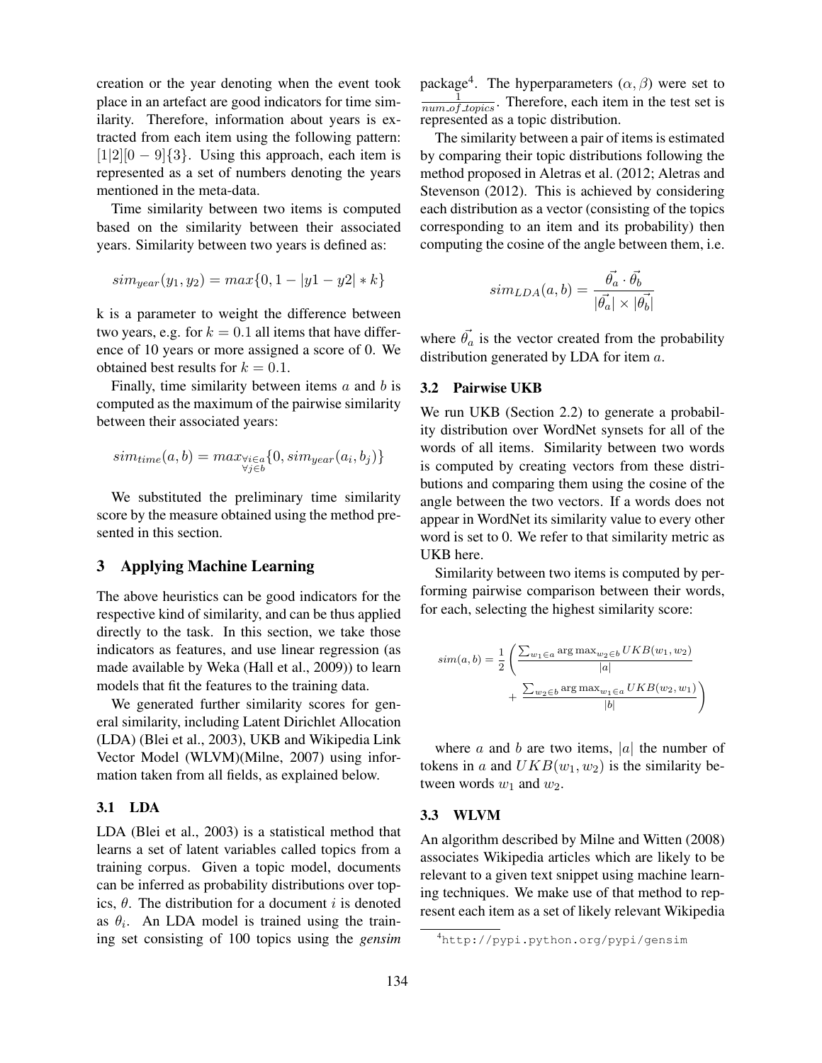creation or the year denoting when the event took place in an artefact are good indicators for time similarity. Therefore, information about years is extracted from each item using the following pattern: $[1|2][0-9]\{3\}$. Using this approach, each item is represented as a set of numbers denoting the years mentioned in the meta-data.

Time similarity between two items is computed based on the similarity between their associated years. Similarity between two years is defined as:

$$sim_{year}(y_1, y_2) = max\{0, 1 - |y1 - y2| * k\}$$

k is a parameter to weight the difference between two years, e.g. for $k = 0.1$ all items that have difference of 10 years or more assigned a score of 0. We obtained best results for $k = 0.1$.

Finally, time similarity between items $a$ and $b$ is computed as the maximum of the pairwise similarity between their associated years:

$$sim_{time}(a, b) = max_{\substack{\forall i \in a \\ \forall j \in b}}\{0, sim_{year}(a_i, b_j)\}$$

We substituted the preliminary time similarity score by the measure obtained using the method presented in this section.

## 3 Applying Machine Learning

The above heuristics can be good indicators for the respective kind of similarity, and can be thus applied directly to the task. In this section, we take those indicators as features, and use linear regression (as made available by Weka (Hall et al., 2009)) to learn models that fit the features to the training data.

We generated further similarity scores for general similarity, including Latent Dirichlet Allocation (LDA) (Blei et al., 2003), UKB and Wikipedia Link Vector Model (WLVM)(Milne, 2007) using information taken from all fields, as explained below.

### 3.1 LDA

LDA (Blei et al., 2003) is a statistical method that learns a set of latent variables called topics from a training corpus. Given a topic model, documents can be inferred as probability distributions over topics, $\theta$. The distribution for a document $i$ is denoted as $\theta_i$. An LDA model is trained using the training set consisting of 100 topics using the *gensim* package[4]. The hyperparameters $(\alpha, \beta)$ were set to $\frac{1}{num\_of\_topics}$. Therefore, each item in the test set is represented as a topic distribution.

The similarity between a pair of items is estimated by comparing their topic distributions following the method proposed in Aletras et al. (2012; Aletras and Stevenson (2012). This is achieved by considering each distribution as a vector (consisting of the topics corresponding to an item and its probability) then computing the cosine of the angle between them, i.e.

$$sim_{LDA}(a, b) = \frac{\vec{\theta_a} \cdot \vec{\theta_b}}{|\vec{\theta_a}| \times |\vec{\theta_b}|}$$

where $\vec{\theta_a}$ is the vector created from the probability distribution generated by LDA for item $a$.

### 3.2 Pairwise UKB

We run UKB (Section 2.2) to generate a probability distribution over WordNet synsets for all of the words of all items. Similarity between two words is computed by creating vectors from these distributions and comparing them using the cosine of the angle between the two vectors. If a words does not appear in WordNet its similarity value to every other word is set to 0. We refer to that similarity metric as UKB here.

Similarity between two items is computed by performing pairwise comparison between their words, for each, selecting the highest similarity score:

$$sim(a, b) = \frac{1}{2}\left(\frac{\sum_{w_1 \in a} \arg\max_{w_2 \in b} UKB(w_1, w_2)}{|a|} + \frac{\sum_{w_2 \in b} \arg\max_{w_1 \in a} UKB(w_2, w_1)}{|b|}\right)$$

where $a$ and $b$ are two items, $|a|$ the number of tokens in $a$ and $UKB(w_1, w_2)$ is the similarity between words $w_1$ and $w_2$.

### 3.3 WLVM

An algorithm described by Milne and Witten (2008) associates Wikipedia articles which are likely to be relevant to a given text snippet using machine learning techniques. We make use of that method to represent each item as a set of likely relevant Wikipedia

[4] http://pypi.python.org/pypi/gensim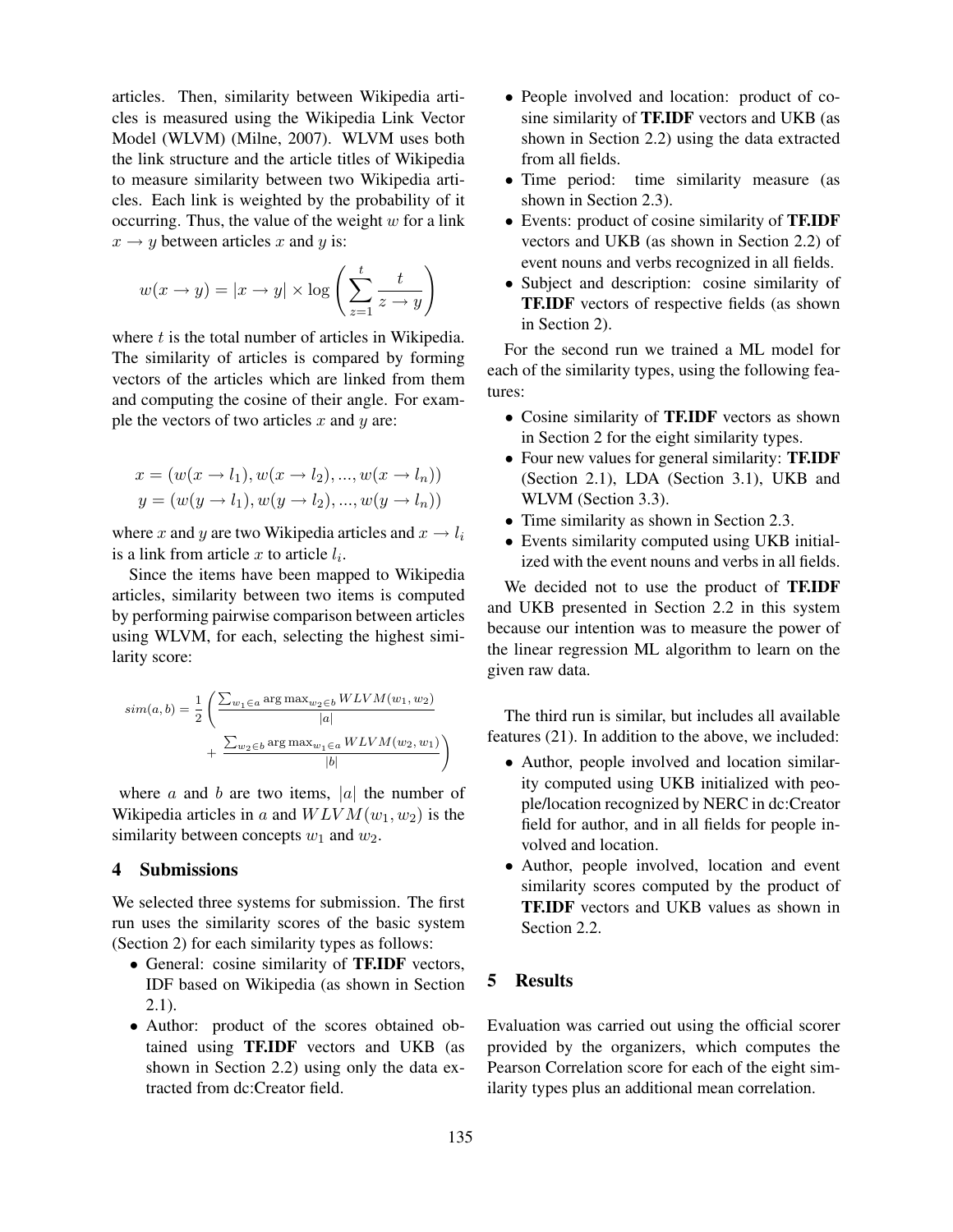articles. Then, similarity between Wikipedia articles is measured using the Wikipedia Link Vector Model (WLVM) (Milne, 2007). WLVM uses both the link structure and the article titles of Wikipedia to measure similarity between two Wikipedia articles. Each link is weighted by the probability of it occurring. Thus, the value of the weight $w$ for a link $x \rightarrow y$ between articles $x$ and $y$ is:

$$w(x \rightarrow y) = |x \rightarrow y| \times \log \left( \sum_{z=1}^{t} \frac{t}{z \rightarrow y} \right)$$

where $t$ is the total number of articles in Wikipedia. The similarity of articles is compared by forming vectors of the articles which are linked from them and computing the cosine of their angle. For example the vectors of two articles $x$ and $y$ are:

$$x = (w(x \rightarrow l_1), w(x \rightarrow l_2), ..., w(x \rightarrow l_n))$$
$$y = (w(y \rightarrow l_1), w(y \rightarrow l_2), ..., w(y \rightarrow l_n))$$

where $x$ and $y$ are two Wikipedia articles and $x \rightarrow l_i$ is a link from article $x$ to article $l_i$.

Since the items have been mapped to Wikipedia articles, similarity between two items is computed by performing pairwise comparison between articles using WLVM, for each, selecting the highest similarity score:

$$sim(a,b) = \frac{1}{2} \left( \frac{\sum_{w_1 \in a} \arg\max_{w_2 \in b} WLVM(w_1, w_2)}{|a|} + \frac{\sum_{w_2 \in b} \arg\max_{w_1 \in a} WLVM(w_2, w_1)}{|b|} \right)$$

where $a$ and $b$ are two items, $|a|$ the number of Wikipedia articles in $a$ and $WLVM(w_1, w_2)$ is the similarity between concepts $w_1$ and $w_2$.

## 4 Submissions

We selected three systems for submission. The first run uses the similarity scores of the basic system (Section 2) for each similarity types as follows:

- General: cosine similarity of **TF.IDF** vectors, IDF based on Wikipedia (as shown in Section 2.1).
- Author: product of the scores obtained obtained using **TF.IDF** vectors and UKB (as shown in Section 2.2) using only the data extracted from dc:Creator field.
- People involved and location: product of cosine similarity of **TF.IDF** vectors and UKB (as shown in Section 2.2) using the data extracted from all fields.
- Time period: time similarity measure (as shown in Section 2.3).
- Events: product of cosine similarity of **TF.IDF** vectors and UKB (as shown in Section 2.2) of event nouns and verbs recognized in all fields.
- Subject and description: cosine similarity of **TF.IDF** vectors of respective fields (as shown in Section 2).

For the second run we trained a ML model for each of the similarity types, using the following features:

- Cosine similarity of **TF.IDF** vectors as shown in Section 2 for the eight similarity types.
- Four new values for general similarity: **TF.IDF** (Section 2.1), LDA (Section 3.1), UKB and WLVM (Section 3.3).
- Time similarity as shown in Section 2.3.
- Events similarity computed using UKB initialized with the event nouns and verbs in all fields.

We decided not to use the product of **TF.IDF** and UKB presented in Section 2.2 in this system because our intention was to measure the power of the linear regression ML algorithm to learn on the given raw data.

The third run is similar, but includes all available features (21). In addition to the above, we included:

- Author, people involved and location similarity computed using UKB initialized with people/location recognized by NERC in dc:Creator field for author, and in all fields for people involved and location.
- Author, people involved, location and event similarity scores computed by the product of **TF.IDF** vectors and UKB values as shown in Section 2.2.

## 5 Results

Evaluation was carried out using the official scorer provided by the organizers, which computes the Pearson Correlation score for each of the eight similarity types plus an additional mean correlation.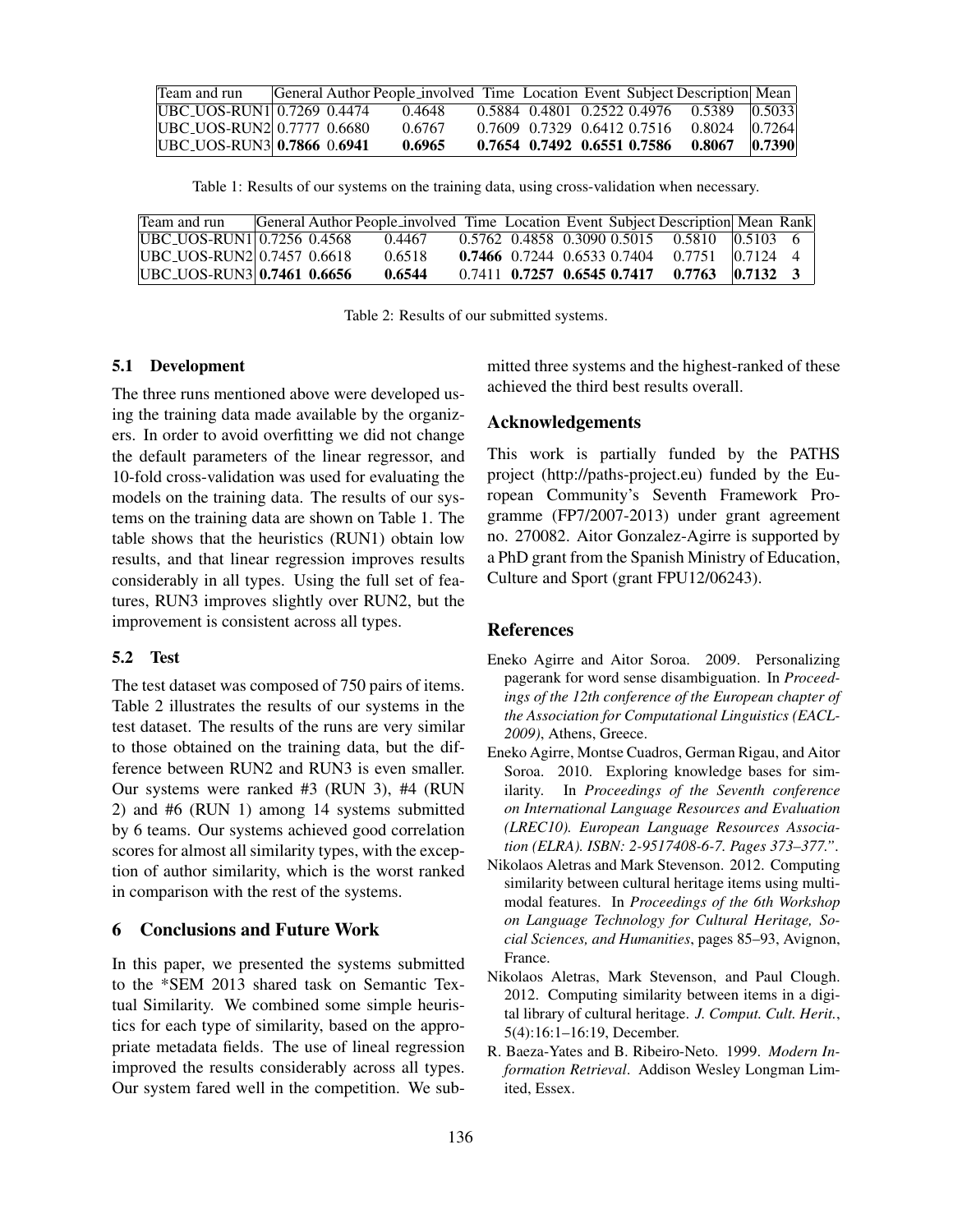| Team and run | General | Author | People_involved | Time | Location | Event | Subject | Description | Mean |
|---|---|---|---|---|---|---|---|---|---|
| UBC_UOS-RUN1 | 0.7269 | 0.4474 | 0.4648 | 0.5884 | 0.4801 | 0.2522 | 0.4976 | 0.5389 | 0.5033 |
| UBC_UOS-RUN2 | 0.7777 | 0.6680 | 0.6767 | 0.7609 | 0.7329 | 0.6412 | 0.7516 | 0.8024 | 0.7264 |
| UBC_UOS-RUN3 | **0.7866** | **0.6941** | **0.6965** | **0.7654** | **0.7492** | **0.6551** | **0.7586** | **0.8067** | **0.7390** |

Table 1: Results of our systems on the training data, using cross-validation when necessary.

| Team and run | General | Author | People_involved | Time | Location | Event | Subject | Description | Mean | Rank |
|---|---|---|---|---|---|---|---|---|---|---|
| UBC_UOS-RUN1 | 0.7256 | 0.4568 | 0.4467 | 0.5762 | 0.4858 | 0.3090 | 0.5015 | 0.5810 | 0.5103 | 6 |
| UBC_UOS-RUN2 | 0.7457 | 0.6618 | 0.6518 | **0.7466** | 0.7244 | 0.6533 | 0.7404 | 0.7751 | 0.7124 | 4 |
| UBC_UOS-RUN3 | **0.7461** | **0.6656** | **0.6544** | 0.7411 | **0.7257** | **0.6545** | **0.7417** | **0.7763** | **0.7132** | **3** |

Table 2: Results of our submitted systems.

### 5.1 Development

The three runs mentioned above were developed using the training data made available by the organizers. In order to avoid overfitting we did not change the default parameters of the linear regressor, and 10-fold cross-validation was used for evaluating the models on the training data. The results of our systems on the training data are shown on Table 1. The table shows that the heuristics (RUN1) obtain low results, and that linear regression improves results considerably in all types. Using the full set of features, RUN3 improves slightly over RUN2, but the improvement is consistent across all types.

### 5.2 Test

The test dataset was composed of 750 pairs of items. Table 2 illustrates the results of our systems in the test dataset. The results of the runs are very similar to those obtained on the training data, but the difference between RUN2 and RUN3 is even smaller. Our systems were ranked #3 (RUN 3), #4 (RUN 2) and #6 (RUN 1) among 14 systems submitted by 6 teams. Our systems achieved good correlation scores for almost all similarity types, with the exception of author similarity, which is the worst ranked in comparison with the rest of the systems.

## 6 Conclusions and Future Work

In this paper, we presented the systems submitted to the *SEM 2013 shared task on Semantic Textual Similarity. We combined some simple heuristics for each type of similarity, based on the appropriate metadata fields. The use of lineal regression improved the results considerably across all types. Our system fared well in the competition. We submitted three systems and the highest-ranked of these achieved the third best results overall.

## Acknowledgements

This work is partially funded by the PATHS project (http://paths-project.eu) funded by the European Community's Seventh Framework Programme (FP7/2007-2013) under grant agreement no. 270082. Aitor Gonzalez-Agirre is supported by a PhD grant from the Spanish Ministry of Education, Culture and Sport (grant FPU12/06243).

## References

Eneko Agirre and Aitor Soroa. 2009. Personalizing pagerank for word sense disambiguation. In *Proceedings of the 12th conference of the European chapter of the Association for Computational Linguistics (EACL-2009)*, Athens, Greece.

Eneko Agirre, Montse Cuadros, German Rigau, and Aitor Soroa. 2010. Exploring knowledge bases for similarity. In *Proceedings of the Seventh conference on International Language Resources and Evaluation (LREC10). European Language Resources Association (ELRA). ISBN: 2-9517408-6-7. Pages 373–377."*.

Nikolaos Aletras and Mark Stevenson. 2012. Computing similarity between cultural heritage items using multimodal features. In *Proceedings of the 6th Workshop on Language Technology for Cultural Heritage, Social Sciences, and Humanities*, pages 85–93, Avignon, France.

Nikolaos Aletras, Mark Stevenson, and Paul Clough. 2012. Computing similarity between items in a digital library of cultural heritage. *J. Comput. Cult. Herit.*, 5(4):16:1–16:19, December.

R. Baeza-Yates and B. Ribeiro-Neto. 1999. *Modern Information Retrieval*. Addison Wesley Longman Limited, Essex.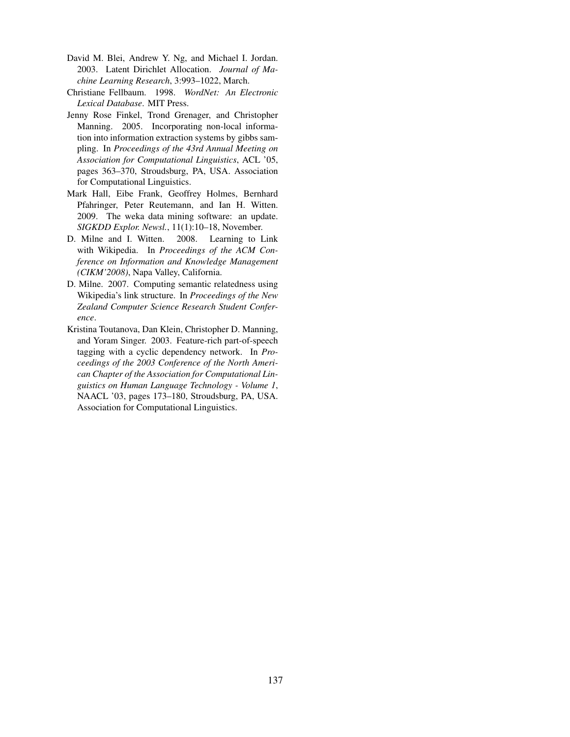David M. Blei, Andrew Y. Ng, and Michael I. Jordan. 2003. Latent Dirichlet Allocation. *Journal of Machine Learning Research*, 3:993–1022, March.

Christiane Fellbaum. 1998. *WordNet: An Electronic Lexical Database*. MIT Press.

Jenny Rose Finkel, Trond Grenager, and Christopher Manning. 2005. Incorporating non-local information into information extraction systems by gibbs sampling. In *Proceedings of the 43rd Annual Meeting on Association for Computational Linguistics*, ACL '05, pages 363–370, Stroudsburg, PA, USA. Association for Computational Linguistics.

Mark Hall, Eibe Frank, Geoffrey Holmes, Bernhard Pfahringer, Peter Reutemann, and Ian H. Witten. 2009. The weka data mining software: an update. *SIGKDD Explor. Newsl.*, 11(1):10–18, November.

D. Milne and I. Witten. 2008. Learning to Link with Wikipedia. In *Proceedings of the ACM Conference on Information and Knowledge Management (CIKM'2008)*, Napa Valley, California.

D. Milne. 2007. Computing semantic relatedness using Wikipedia's link structure. In *Proceedings of the New Zealand Computer Science Research Student Conference*.

Kristina Toutanova, Dan Klein, Christopher D. Manning, and Yoram Singer. 2003. Feature-rich part-of-speech tagging with a cyclic dependency network. In *Proceedings of the 2003 Conference of the North American Chapter of the Association for Computational Linguistics on Human Language Technology - Volume 1*, NAACL '03, pages 173–180, Stroudsburg, PA, USA. Association for Computational Linguistics.